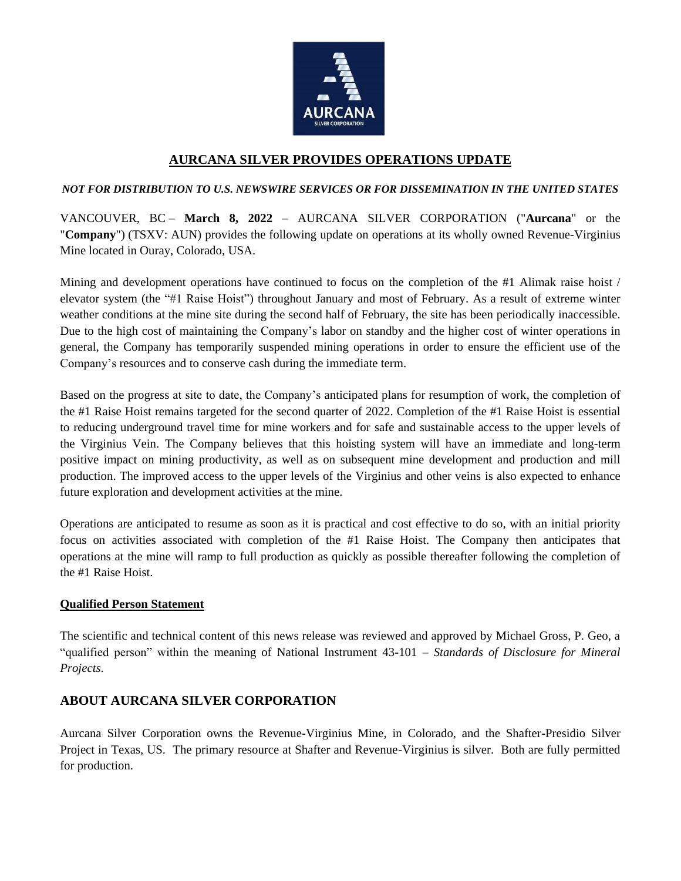# AURCANA SILVER PROVIDES OPERATIONS UPDATE

***NOT FOR DISTRIBUTION TO U.S. NEWSWIRE SERVICES OR FOR DISSEMINATION IN THE UNITED STATES***

VANCOUVER, BC – **March 8, 2022** – AURCANA SILVER CORPORATION ("**Aurcana**" or the "**Company**") (TSXV: AUN) provides the following update on operations at its wholly owned Revenue-Virginius Mine located in Ouray, Colorado, USA.

Mining and development operations have continued to focus on the completion of the #1 Alimak raise hoist / elevator system (the "#1 Raise Hoist") throughout January and most of February. As a result of extreme winter weather conditions at the mine site during the second half of February, the site has been periodically inaccessible. Due to the high cost of maintaining the Company's labor on standby and the higher cost of winter operations in general, the Company has temporarily suspended mining operations in order to ensure the efficient use of the Company's resources and to conserve cash during the immediate term.

Based on the progress at site to date, the Company's anticipated plans for resumption of work, the completion of the #1 Raise Hoist remains targeted for the second quarter of 2022. Completion of the #1 Raise Hoist is essential to reducing underground travel time for mine workers and for safe and sustainable access to the upper levels of the Virginius Vein. The Company believes that this hoisting system will have an immediate and long-term positive impact on mining productivity, as well as on subsequent mine development and production and mill production. The improved access to the upper levels of the Virginius and other veins is also expected to enhance future exploration and development activities at the mine.

Operations are anticipated to resume as soon as it is practical and cost effective to do so, with an initial priority focus on activities associated with completion of the #1 Raise Hoist. The Company then anticipates that operations at the mine will ramp to full production as quickly as possible thereafter following the completion of the #1 Raise Hoist.

**Qualified Person Statement**

The scientific and technical content of this news release was reviewed and approved by Michael Gross, P. Geo, a "qualified person" within the meaning of National Instrument 43-101 – *Standards of Disclosure for Mineral Projects*.

## ABOUT AURCANA SILVER CORPORATION

Aurcana Silver Corporation owns the Revenue-Virginius Mine, in Colorado, and the Shafter-Presidio Silver Project in Texas, US. The primary resource at Shafter and Revenue-Virginius is silver. Both are fully permitted for production.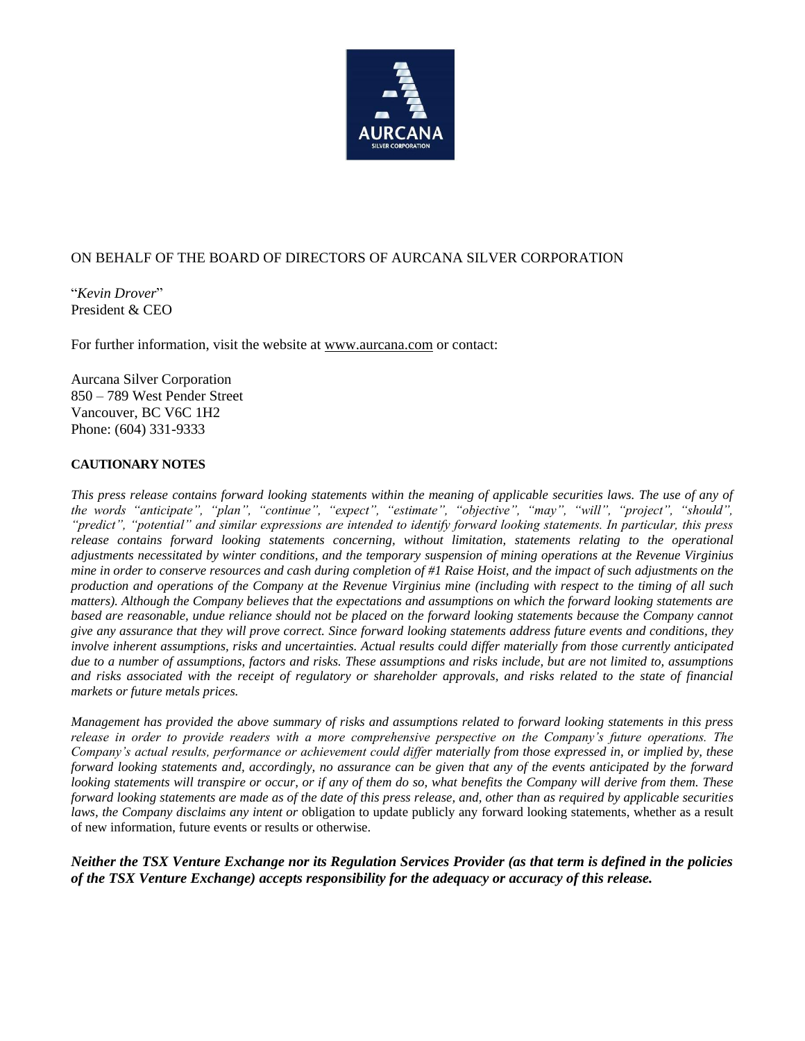ON BEHALF OF THE BOARD OF DIRECTORS OF AURCANA SILVER CORPORATION

"*Kevin Drover*"
President & CEO

For further information, visit the website at www.aurcana.com or contact:

Aurcana Silver Corporation
850 – 789 West Pender Street
Vancouver, BC V6C 1H2
Phone: (604) 331-9333

**CAUTIONARY NOTES**

*This press release contains forward looking statements within the meaning of applicable securities laws. The use of any of the words "anticipate", "plan", "continue", "expect", "estimate", "objective", "may", "will", "project", "should", "predict", "potential" and similar expressions are intended to identify forward looking statements. In particular, this press release contains forward looking statements concerning, without limitation, statements relating to the operational adjustments necessitated by winter conditions, and the temporary suspension of mining operations at the Revenue Virginius mine in order to conserve resources and cash during completion of #1 Raise Hoist, and the impact of such adjustments on the production and operations of the Company at the Revenue Virginius mine (including with respect to the timing of all such matters). Although the Company believes that the expectations and assumptions on which the forward looking statements are based are reasonable, undue reliance should not be placed on the forward looking statements because the Company cannot give any assurance that they will prove correct. Since forward looking statements address future events and conditions, they involve inherent assumptions, risks and uncertainties. Actual results could differ materially from those currently anticipated due to a number of assumptions, factors and risks. These assumptions and risks include, but are not limited to, assumptions and risks associated with the receipt of regulatory or shareholder approvals, and risks related to the state of financial markets or future metals prices.*

*Management has provided the above summary of risks and assumptions related to forward looking statements in this press release in order to provide readers with a more comprehensive perspective on the Company's future operations. The Company's actual results, performance or achievement could differ materially from those expressed in, or implied by, these forward looking statements and, accordingly, no assurance can be given that any of the events anticipated by the forward looking statements will transpire or occur, or if any of them do so, what benefits the Company will derive from them. These forward looking statements are made as of the date of this press release, and, other than as required by applicable securities laws, the Company disclaims any intent or* obligation to update publicly any forward looking statements, whether as a result of new information, future events or results or otherwise.

***Neither the TSX Venture Exchange nor its Regulation Services Provider (as that term is defined in the policies of the TSX Venture Exchange) accepts responsibility for the adequacy or accuracy of this release.***